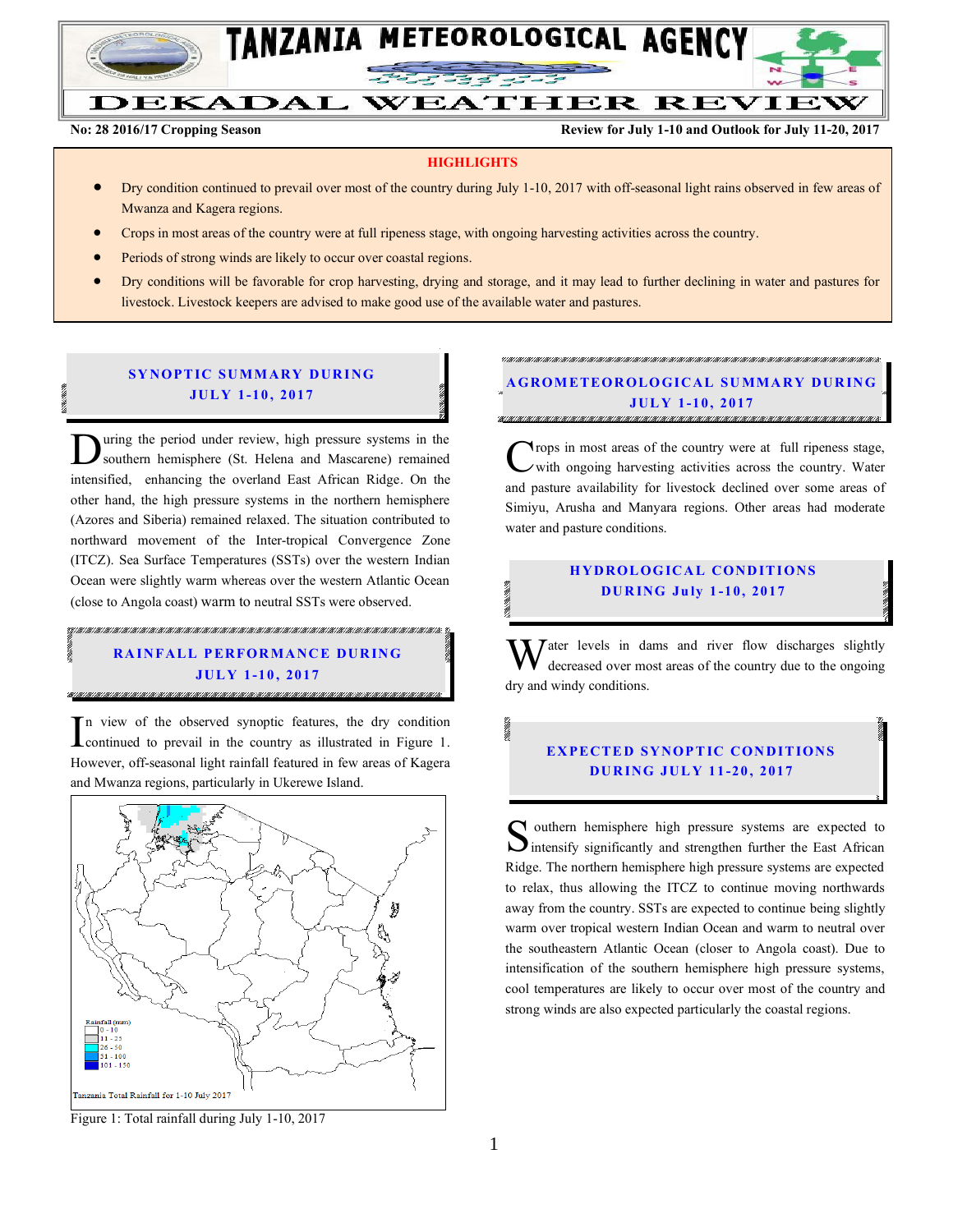# TANZANIA METEOROLOGICAL AGENCY

# DEKADAL WEATHER REVIEW

**No: 28 2016/17 Cropping Season** **Review for July 1-10 and Outlook for July 11-20, 2017**

**HIGHLIGHTS**

- Dry condition continued to prevail over most of the country during July 1-10, 2017 with off-seasonal light rains observed in few areas of Mwanza and Kagera regions.
- Crops in most areas of the country were at full ripeness stage, with ongoing harvesting activities across the country.
- Periods of strong winds are likely to occur over coastal regions.
- Dry conditions will be favorable for crop harvesting, drying and storage, and it may lead to further declining in water and pastures for livestock. Livestock keepers are advised to make good use of the available water and pastures.

## SYNOPTIC SUMMARY DURING JULY 1-10, 2017

During the period under review, high pressure systems in the southern hemisphere (St. Helena and Mascarene) remained intensified, enhancing the overland East African Ridge. On the other hand, the high pressure systems in the northern hemisphere (Azores and Siberia) remained relaxed. The situation contributed to northward movement of the Inter-tropical Convergence Zone (ITCZ). Sea Surface Temperatures (SSTs) over the western Indian Ocean were slightly warm whereas over the western Atlantic Ocean (close to Angola coast) warm to neutral SSTs were observed.

## RAINFALL PERFORMANCE DURING JULY 1-10, 2017

In view of the observed synoptic features, the dry condition continued to prevail in the country as illustrated in Figure 1. However, off-seasonal light rainfall featured in few areas of Kagera and Mwanza regions, particularly in Ukerewe Island.

Rainfall (mm)
0 - 10
11 - 25
26 - 50
51 - 100
101 - 150

Tanzania Total Rainfall for 1-10 July 2017

Figure 1: Total rainfall during July 1-10, 2017

## AGROMETEOROLOGICAL SUMMARY DURING JULY 1-10, 2017

Crops in most areas of the country were at full ripeness stage, with ongoing harvesting activities across the country. Water and pasture availability for livestock declined over some areas of Simiyu, Arusha and Manyara regions. Other areas had moderate water and pasture conditions.

## HYDROLOGICAL CONDITIONS DURING July 1-10, 2017

Water levels in dams and river flow discharges slightly decreased over most areas of the country due to the ongoing dry and windy conditions.

## EXPECTED SYNOPTIC CONDITIONS DURING JULY 11-20, 2017

Southern hemisphere high pressure systems are expected to intensify significantly and strengthen further the East African Ridge. The northern hemisphere high pressure systems are expected to relax, thus allowing the ITCZ to continue moving northwards away from the country. SSTs are expected to continue being slightly warm over tropical western Indian Ocean and warm to neutral over the southeastern Atlantic Ocean (closer to Angola coast). Due to intensification of the southern hemisphere high pressure systems, cool temperatures are likely to occur over most of the country and strong winds are also expected particularly the coastal regions.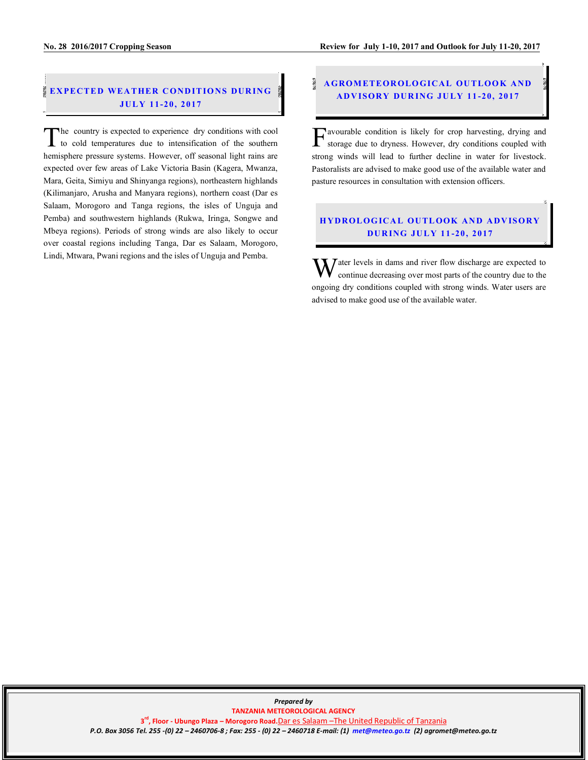## EXPECTED WEATHER CONDITIONS DURING JULY 11-20, 2017

The country is expected to experience dry conditions with cool to cold temperatures due to intensification of the southern hemisphere pressure systems. However, off seasonal light rains are expected over few areas of Lake Victoria Basin (Kagera, Mwanza, Mara, Geita, Simiyu and Shinyanga regions), northeastern highlands (Kilimanjaro, Arusha and Manyara regions), northern coast (Dar es Salaam, Morogoro and Tanga regions, the isles of Unguja and Pemba) and southwestern highlands (Rukwa, Iringa, Songwe and Mbeya regions). Periods of strong winds are also likely to occur over coastal regions including Tanga, Dar es Salaam, Morogoro, Lindi, Mtwara, Pwani regions and the isles of Unguja and Pemba.

## AGROMETEOROLOGICAL OUTLOOK AND ADVISORY DURING JULY 11-20, 2017

Favourable condition is likely for crop harvesting, drying and storage due to dryness. However, dry conditions coupled with strong winds will lead to further decline in water for livestock. Pastoralists are advised to make good use of the available water and pasture resources in consultation with extension officers.

## HYDROLOGICAL OUTLOOK AND ADVISORY DURING JULY 11-20, 2017

Water levels in dams and river flow discharge are expected to continue decreasing over most parts of the country due to the ongoing dry conditions coupled with strong winds. Water users are advised to make good use of the available water.

*Prepared by*

**TANZANIA METEOROLOGICAL AGENCY**

**3rd, Floor - Ubungo Plaza – Morogoro Road.** Dar es Salaam –The United Republic of Tanzania

***P.O. Box 3056 Tel. 255 -(0) 22 – 2460706-8 ; Fax: 255 - (0) 22 – 2460718 E-mail: (1) met@meteo.go.tz (2) agromet@meteo.go.tz***